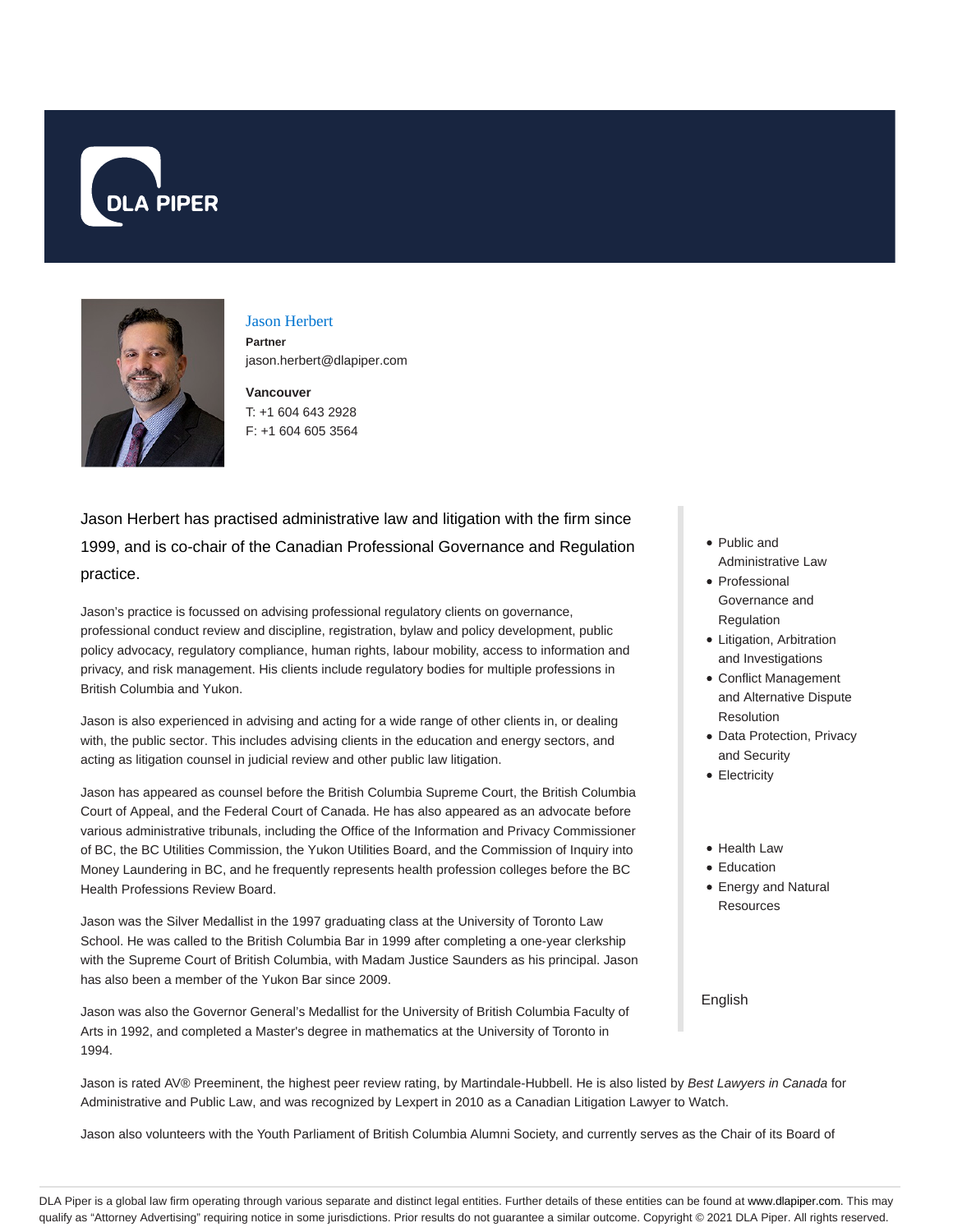# Jason Herbert

**Partner**

jason.herbert@dlapiper.com

**Vancouver**

T: +1 604 643 2928

F: +1 604 605 3564

Jason Herbert has practised administrative law and litigation with the firm since 1999, and is co-chair of the Canadian Professional Governance and Regulation practice.

Jason's practice is focussed on advising professional regulatory clients on governance, professional conduct review and discipline, registration, bylaw and policy development, public policy advocacy, regulatory compliance, human rights, labour mobility, access to information and privacy, and risk management. His clients include regulatory bodies for multiple professions in British Columbia and Yukon.

Jason is also experienced in advising and acting for a wide range of other clients in, or dealing with, the public sector. This includes advising clients in the education and energy sectors, and acting as litigation counsel in judicial review and other public law litigation.

Jason has appeared as counsel before the British Columbia Supreme Court, the British Columbia Court of Appeal, and the Federal Court of Canada. He has also appeared as an advocate before various administrative tribunals, including the Office of the Information and Privacy Commissioner of BC, the BC Utilities Commission, the Yukon Utilities Board, and the Commission of Inquiry into Money Laundering in BC, and he frequently represents health profession colleges before the BC Health Professions Review Board.

Jason was the Silver Medallist in the 1997 graduating class at the University of Toronto Law School. He was called to the British Columbia Bar in 1999 after completing a one-year clerkship with the Supreme Court of British Columbia, with Madam Justice Saunders as his principal. Jason has also been a member of the Yukon Bar since 2009.

Jason was also the Governor General's Medallist for the University of British Columbia Faculty of Arts in 1992, and completed a Master's degree in mathematics at the University of Toronto in 1994.

Jason is rated AV® Preeminent, the highest peer review rating, by Martindale-Hubbell. He is also listed by *Best Lawyers in Canada* for Administrative and Public Law, and was recognized by Lexpert in 2010 as a Canadian Litigation Lawyer to Watch.

Jason also volunteers with the Youth Parliament of British Columbia Alumni Society, and currently serves as the Chair of its Board of

- Public and Administrative Law
- Professional Governance and Regulation
- Litigation, Arbitration and Investigations
- Conflict Management and Alternative Dispute Resolution
- Data Protection, Privacy and Security
- Electricity

- Health Law
- Education
- Energy and Natural Resources

English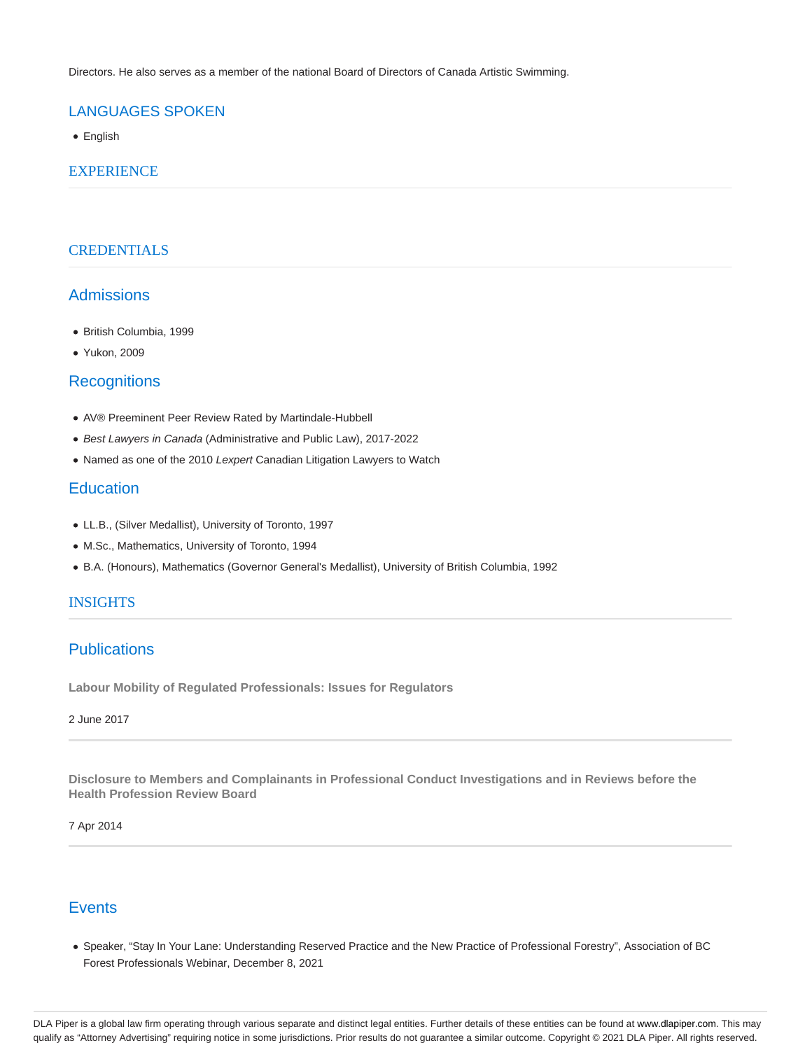Directors. He also serves as a member of the national Board of Directors of Canada Artistic Swimming.

## LANGUAGES SPOKEN

- English

## EXPERIENCE

## CREDENTIALS

### Admissions

- British Columbia, 1999
- Yukon, 2009

### Recognitions

- AV® Preeminent Peer Review Rated by Martindale-Hubbell
- *Best Lawyers in Canada* (Administrative and Public Law), 2017-2022
- Named as one of the 2010 *Lexpert* Canadian Litigation Lawyers to Watch

### Education

- LL.B., (Silver Medallist), University of Toronto, 1997
- M.Sc., Mathematics, University of Toronto, 1994
- B.A. (Honours), Mathematics (Governor General's Medallist), University of British Columbia, 1992

## INSIGHTS

### Publications

**Labour Mobility of Regulated Professionals: Issues for Regulators**

2 June 2017

**Disclosure to Members and Complainants in Professional Conduct Investigations and in Reviews before the Health Profession Review Board**

7 Apr 2014

### Events

- Speaker, "Stay In Your Lane: Understanding Reserved Practice and the New Practice of Professional Forestry", Association of BC Forest Professionals Webinar, December 8, 2021

DLA Piper is a global law firm operating through various separate and distinct legal entities. Further details of these entities can be found at www.dlapiper.com. This may qualify as "Attorney Advertising" requiring notice in some jurisdictions. Prior results do not guarantee a similar outcome. Copyright © 2021 DLA Piper. All rights reserved.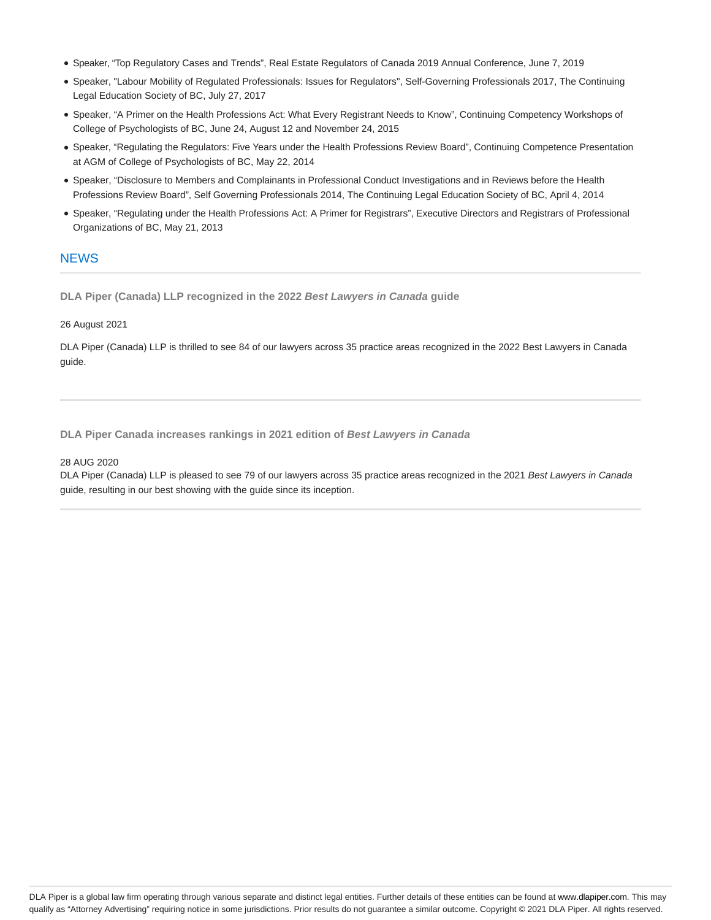- Speaker, “Top Regulatory Cases and Trends”, Real Estate Regulators of Canada 2019 Annual Conference, June 7, 2019
- Speaker, "Labour Mobility of Regulated Professionals: Issues for Regulators", Self-Governing Professionals 2017, The Continuing Legal Education Society of BC, July 27, 2017
- Speaker, “A Primer on the Health Professions Act: What Every Registrant Needs to Know”, Continuing Competency Workshops of College of Psychologists of BC, June 24, August 12 and November 24, 2015
- Speaker, “Regulating the Regulators: Five Years under the Health Professions Review Board”, Continuing Competence Presentation at AGM of College of Psychologists of BC, May 22, 2014
- Speaker, “Disclosure to Members and Complainants in Professional Conduct Investigations and in Reviews before the Health Professions Review Board”, Self Governing Professionals 2014, The Continuing Legal Education Society of BC, April 4, 2014
- Speaker, “Regulating under the Health Professions Act: A Primer for Registrars”, Executive Directors and Registrars of Professional Organizations of BC, May 21, 2013

## NEWS

### DLA Piper (Canada) LLP recognized in the 2022 *Best Lawyers in Canada* guide

26 August 2021

DLA Piper (Canada) LLP is thrilled to see 84 of our lawyers across 35 practice areas recognized in the 2022 Best Lawyers in Canada guide.

### DLA Piper Canada increases rankings in 2021 edition of *Best Lawyers in Canada*

28 AUG 2020

DLA Piper (Canada) LLP is pleased to see 79 of our lawyers across 35 practice areas recognized in the 2021 *Best Lawyers in Canada* guide, resulting in our best showing with the guide since its inception.

DLA Piper is a global law firm operating through various separate and distinct legal entities. Further details of these entities can be found at www.dlapiper.com. This may qualify as “Attorney Advertising” requiring notice in some jurisdictions. Prior results do not guarantee a similar outcome. Copyright © 2021 DLA Piper. All rights reserved.